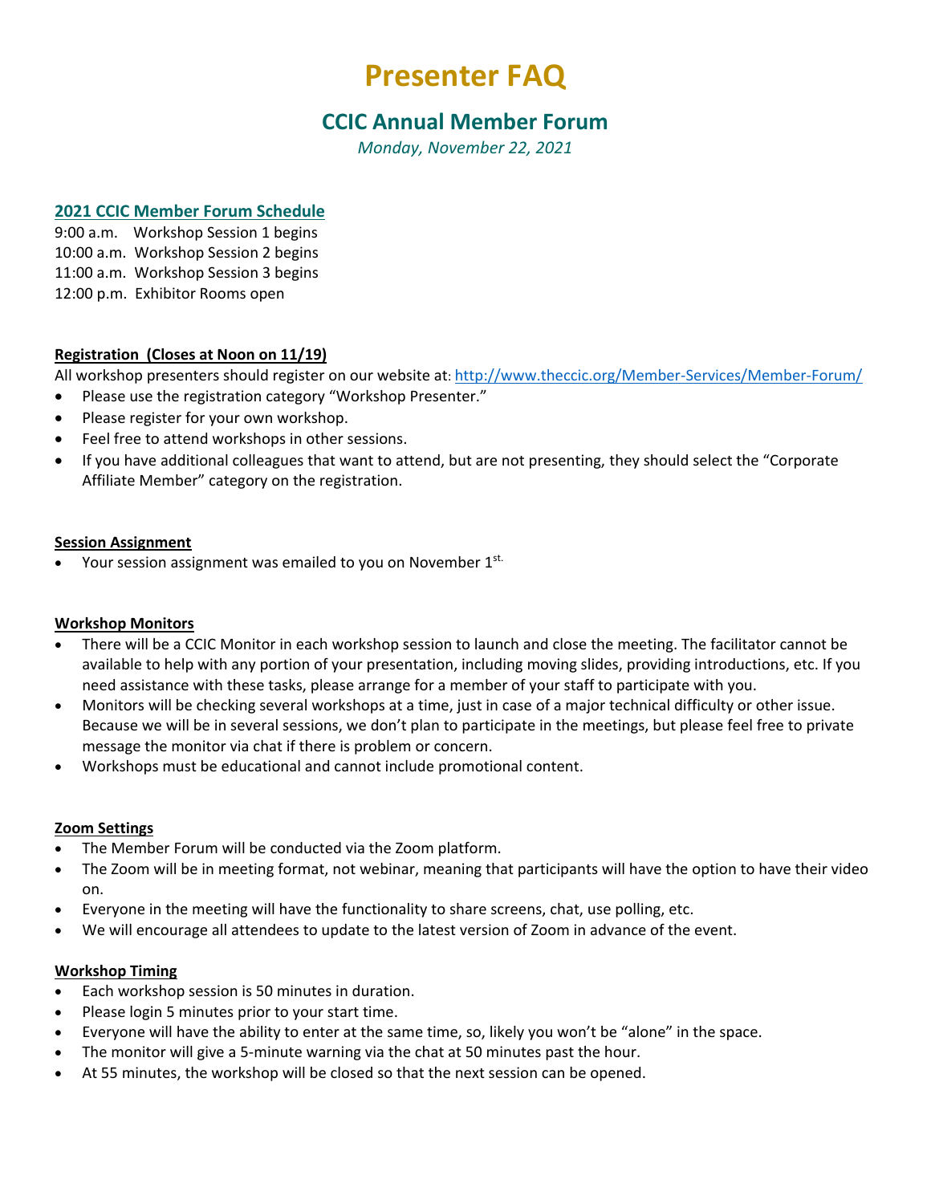# Presenter FAQ

## CCIC Annual Member Forum

*Monday, November 22, 2021*

### 2021 CCIC Member Forum Schedule

9:00 a.m. Workshop Session 1 begins
10:00 a.m. Workshop Session 2 begins
11:00 a.m. Workshop Session 3 begins
12:00 p.m. Exhibitor Rooms open

### Registration (Closes at Noon on 11/19)

All workshop presenters should register on our website at: http://www.theccic.org/Member-Services/Member-Forum/

- Please use the registration category "Workshop Presenter."
- Please register for your own workshop.
- Feel free to attend workshops in other sessions.
- If you have additional colleagues that want to attend, but are not presenting, they should select the "Corporate Affiliate Member" category on the registration.

### Session Assignment

- Your session assignment was emailed to you on November 1st.

### Workshop Monitors

- There will be a CCIC Monitor in each workshop session to launch and close the meeting. The facilitator cannot be available to help with any portion of your presentation, including moving slides, providing introductions, etc. If you need assistance with these tasks, please arrange for a member of your staff to participate with you.
- Monitors will be checking several workshops at a time, just in case of a major technical difficulty or other issue. Because we will be in several sessions, we don't plan to participate in the meetings, but please feel free to private message the monitor via chat if there is problem or concern.
- Workshops must be educational and cannot include promotional content.

### Zoom Settings

- The Member Forum will be conducted via the Zoom platform.
- The Zoom will be in meeting format, not webinar, meaning that participants will have the option to have their video on.
- Everyone in the meeting will have the functionality to share screens, chat, use polling, etc.
- We will encourage all attendees to update to the latest version of Zoom in advance of the event.

### Workshop Timing

- Each workshop session is 50 minutes in duration.
- Please login 5 minutes prior to your start time.
- Everyone will have the ability to enter at the same time, so, likely you won't be "alone" in the space.
- The monitor will give a 5-minute warning via the chat at 50 minutes past the hour.
- At 55 minutes, the workshop will be closed so that the next session can be opened.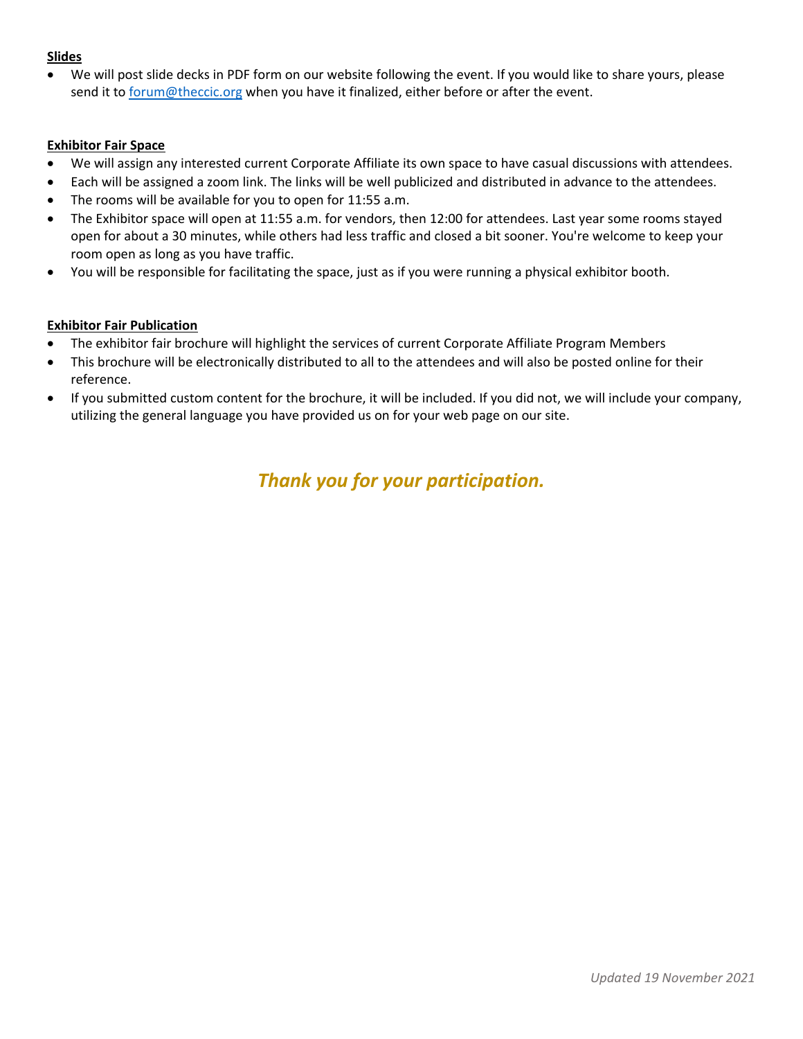**Slides**

- We will post slide decks in PDF form on our website following the event. If you would like to share yours, please send it to forum@theccic.org when you have it finalized, either before or after the event.

**Exhibitor Fair Space**

- We will assign any interested current Corporate Affiliate its own space to have casual discussions with attendees.
- Each will be assigned a zoom link. The links will be well publicized and distributed in advance to the attendees.
- The rooms will be available for you to open for 11:55 a.m.
- The Exhibitor space will open at 11:55 a.m. for vendors, then 12:00 for attendees. Last year some rooms stayed open for about a 30 minutes, while others had less traffic and closed a bit sooner. You're welcome to keep your room open as long as you have traffic.
- You will be responsible for facilitating the space, just as if you were running a physical exhibitor booth.

**Exhibitor Fair Publication**

- The exhibitor fair brochure will highlight the services of current Corporate Affiliate Program Members
- This brochure will be electronically distributed to all to the attendees and will also be posted online for their reference.
- If you submitted custom content for the brochure, it will be included. If you did not, we will include your company, utilizing the general language you have provided us on for your web page on our site.

***Thank you for your participation.***

*Updated 19 November 2021*